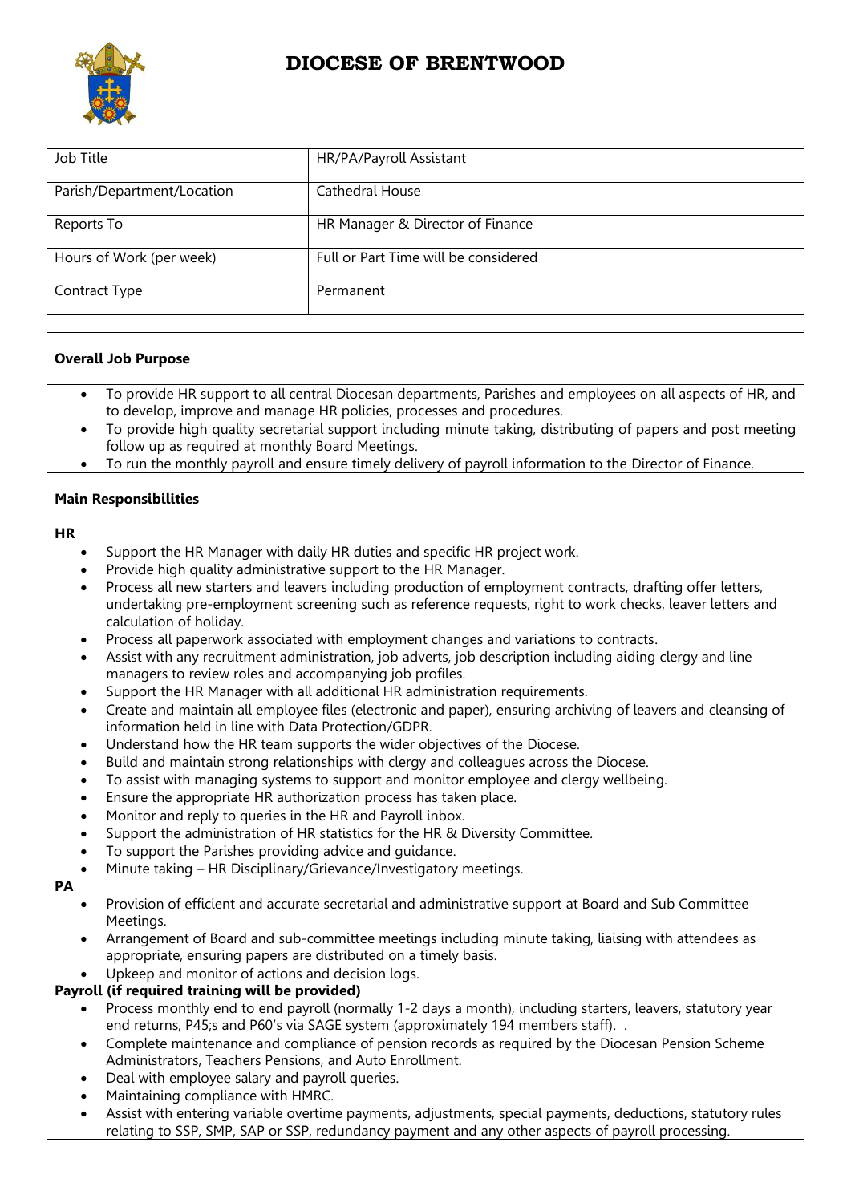# DIOCESE OF BRENTWOOD

| Job Title | HR/PA/Payroll Assistant |
|---|---|
| Parish/Department/Location | Cathedral House |
| Reports To | HR Manager & Director of Finance |
| Hours of Work (per week) | Full or Part Time will be considered |
| Contract Type | Permanent |

**Overall Job Purpose**

- To provide HR support to all central Diocesan departments, Parishes and employees on all aspects of HR, and to develop, improve and manage HR policies, processes and procedures.
- To provide high quality secretarial support including minute taking, distributing of papers and post meeting follow up as required at monthly Board Meetings.
- To run the monthly payroll and ensure timely delivery of payroll information to the Director of Finance.

**Main Responsibilities**

**HR**

- Support the HR Manager with daily HR duties and specific HR project work.
- Provide high quality administrative support to the HR Manager.
- Process all new starters and leavers including production of employment contracts, drafting offer letters, undertaking pre-employment screening such as reference requests, right to work checks, leaver letters and calculation of holiday.
- Process all paperwork associated with employment changes and variations to contracts.
- Assist with any recruitment administration, job adverts, job description including aiding clergy and line managers to review roles and accompanying job profiles.
- Support the HR Manager with all additional HR administration requirements.
- Create and maintain all employee files (electronic and paper), ensuring archiving of leavers and cleansing of information held in line with Data Protection/GDPR.
- Understand how the HR team supports the wider objectives of the Diocese.
- Build and maintain strong relationships with clergy and colleagues across the Diocese.
- To assist with managing systems to support and monitor employee and clergy wellbeing.
- Ensure the appropriate HR authorization process has taken place.
- Monitor and reply to queries in the HR and Payroll inbox.
- Support the administration of HR statistics for the HR & Diversity Committee.
- To support the Parishes providing advice and guidance.
- Minute taking – HR Disciplinary/Grievance/Investigatory meetings.

**PA**

- Provision of efficient and accurate secretarial and administrative support at Board and Sub Committee Meetings.
- Arrangement of Board and sub-committee meetings including minute taking, liaising with attendees as appropriate, ensuring papers are distributed on a timely basis.
- Upkeep and monitor of actions and decision logs.

**Payroll (if required training will be provided)**

- Process monthly end to end payroll (normally 1-2 days a month), including starters, leavers, statutory year end returns, P45;s and P60's via SAGE system (approximately 194 members staff). .
- Complete maintenance and compliance of pension records as required by the Diocesan Pension Scheme Administrators, Teachers Pensions, and Auto Enrollment.
- Deal with employee salary and payroll queries.
- Maintaining compliance with HMRC.
- Assist with entering variable overtime payments, adjustments, special payments, deductions, statutory rules relating to SSP, SMP, SAP or SSP, redundancy payment and any other aspects of payroll processing.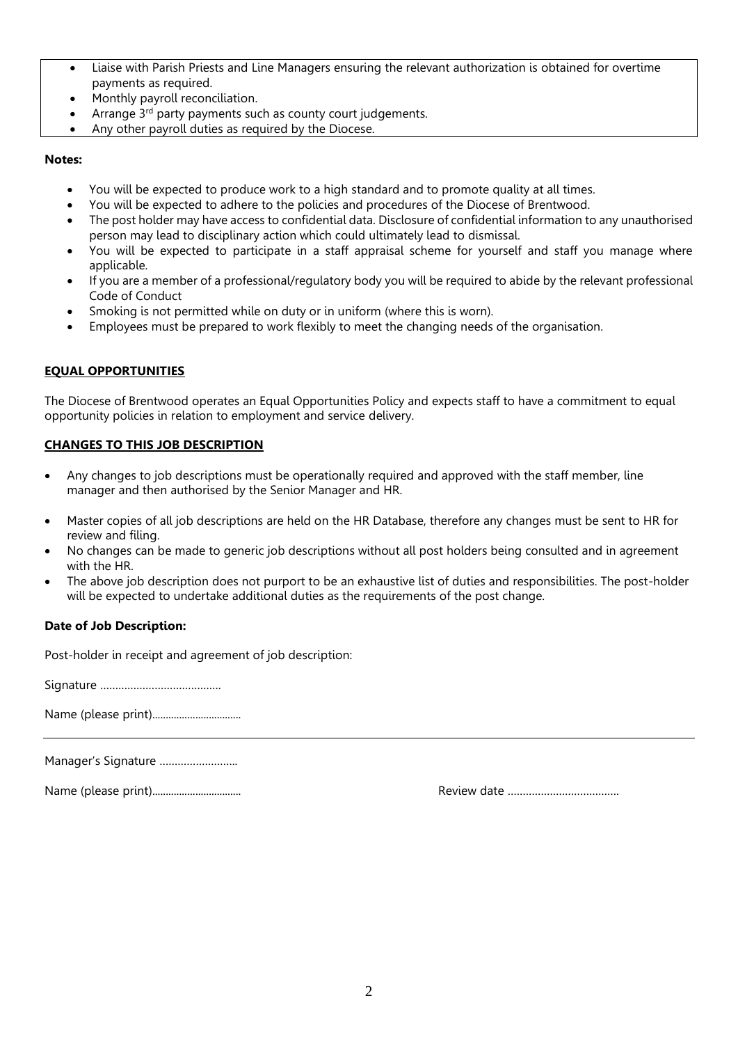- Liaise with Parish Priests and Line Managers ensuring the relevant authorization is obtained for overtime payments as required.
- Monthly payroll reconciliation.
- Arrange 3rd party payments such as county court judgements.
- Any other payroll duties as required by the Diocese.

**Notes:**

- You will be expected to produce work to a high standard and to promote quality at all times.
- You will be expected to adhere to the policies and procedures of the Diocese of Brentwood.
- The post holder may have access to confidential data. Disclosure of confidential information to any unauthorised person may lead to disciplinary action which could ultimately lead to dismissal.
- You will be expected to participate in a staff appraisal scheme for yourself and staff you manage where applicable.
- If you are a member of a professional/regulatory body you will be required to abide by the relevant professional Code of Conduct
- Smoking is not permitted while on duty or in uniform (where this is worn).
- Employees must be prepared to work flexibly to meet the changing needs of the organisation.

## EQUAL OPPORTUNITIES

The Diocese of Brentwood operates an Equal Opportunities Policy and expects staff to have a commitment to equal opportunity policies in relation to employment and service delivery.

## CHANGES TO THIS JOB DESCRIPTION

- Any changes to job descriptions must be operationally required and approved with the staff member, line manager and then authorised by the Senior Manager and HR.
- Master copies of all job descriptions are held on the HR Database, therefore any changes must be sent to HR for review and filing.
- No changes can be made to generic job descriptions without all post holders being consulted and in agreement with the HR.
- The above job description does not purport to be an exhaustive list of duties and responsibilities. The post-holder will be expected to undertake additional duties as the requirements of the post change.

**Date of Job Description:**

Post-holder in receipt and agreement of job description:

Signature …………………………………

Name (please print)……………………………

---

Manager's Signature ……………………..

Name (please print)…………………………… Review date ………………………………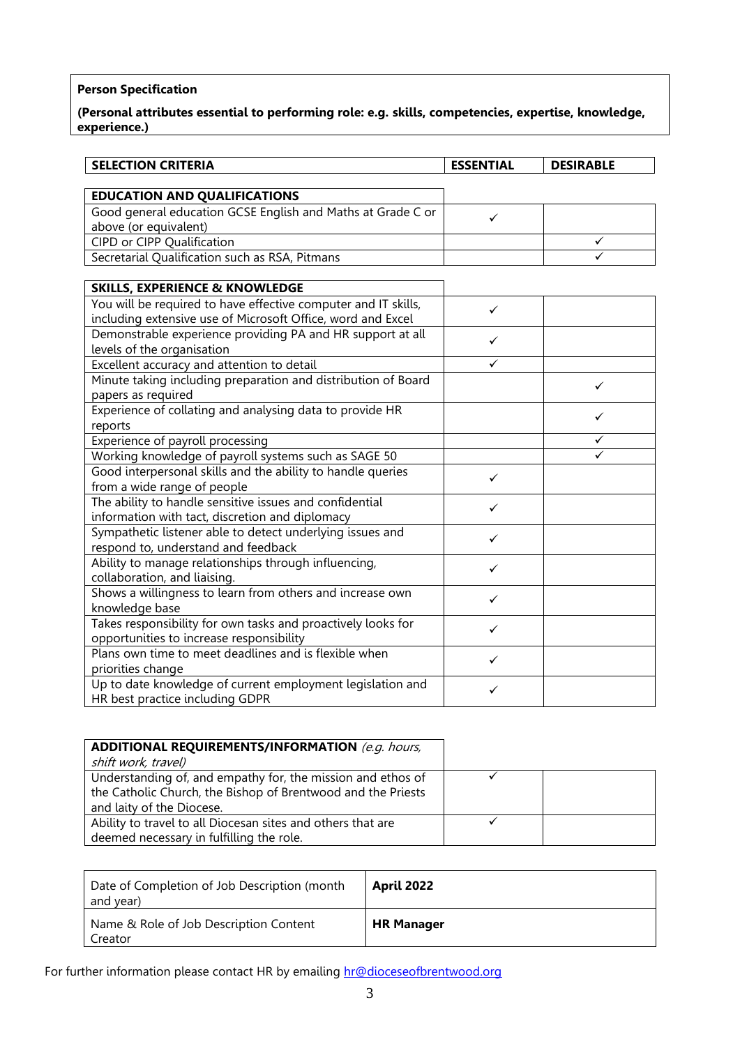**Person Specification**

**(Personal attributes essential to performing role: e.g. skills, competencies, expertise, knowledge, experience.)**

| SELECTION CRITERIA | ESSENTIAL | DESIRABLE |
|---|---|---|
| **EDUCATION AND QUALIFICATIONS** | | |
| Good general education GCSE English and Maths at Grade C or above (or equivalent) | ✓ | |
| CIPD or CIPP Qualification | | ✓ |
| Secretarial Qualification such as RSA, Pitmans | | ✓ |
| **SKILLS, EXPERIENCE & KNOWLEDGE** | | |
| You will be required to have effective computer and IT skills, including extensive use of Microsoft Office, word and Excel | ✓ | |
| Demonstrable experience providing PA and HR support at all levels of the organisation | ✓ | |
| Excellent accuracy and attention to detail | ✓ | |
| Minute taking including preparation and distribution of Board papers as required | | ✓ |
| Experience of collating and analysing data to provide HR reports | | ✓ |
| Experience of payroll processing | | ✓ |
| Working knowledge of payroll systems such as SAGE 50 | | ✓ |
| Good interpersonal skills and the ability to handle queries from a wide range of people | ✓ | |
| The ability to handle sensitive issues and confidential information with tact, discretion and diplomacy | ✓ | |
| Sympathetic listener able to detect underlying issues and respond to, understand and feedback | ✓ | |
| Ability to manage relationships through influencing, collaboration, and liaising. | ✓ | |
| Shows a willingness to learn from others and increase own knowledge base | ✓ | |
| Takes responsibility for own tasks and proactively looks for opportunities to increase responsibility | ✓ | |
| Plans own time to meet deadlines and is flexible when priorities change | ✓ | |
| Up to date knowledge of current employment legislation and HR best practice including GDPR | ✓ | |
| **ADDITIONAL REQUIREMENTS/INFORMATION** *(e.g. hours, shift work, travel)* | | |
| Understanding of, and empathy for, the mission and ethos of the Catholic Church, the Bishop of Brentwood and the Priests and laity of the Diocese. | ✓ | |
| Ability to travel to all Diocesan sites and others that are deemed necessary in fulfilling the role. | ✓ | |

| | |
|---|---|
| Date of Completion of Job Description (month and year) | **April 2022** |
| Name & Role of Job Description Content Creator | **HR Manager** |

For further information please contact HR by emailing hr@dioceseofbrentwood.org